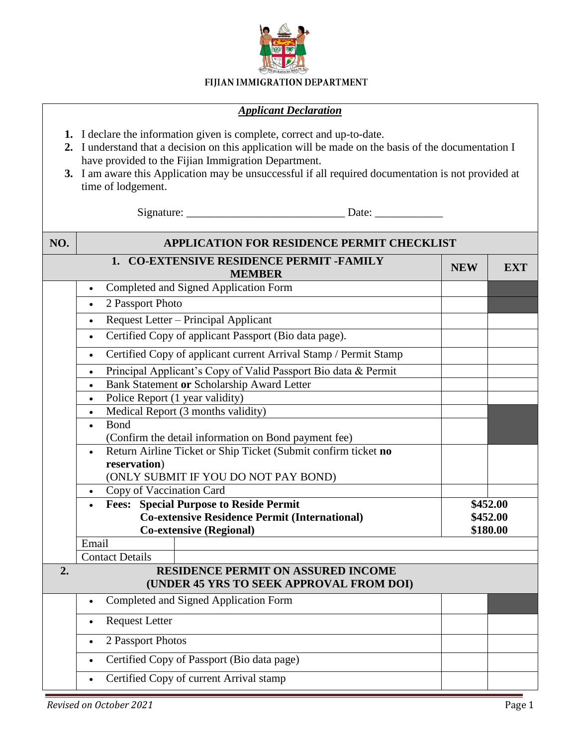FIJIAN IMMIGRATION DEPARTMENT

***Applicant Declaration***

1. I declare the information given is complete, correct and up-to-date.
2. I understand that a decision on this application will be made on the basis of the documentation I have provided to the Fijian Immigration Department.
3. I am aware this Application may be unsuccessful if all required documentation is not provided at time of lodgement.

Signature: ____________________________ Date: ____________

| NO. | APPLICATION FOR RESIDENCE PERMIT CHECKLIST | | |
|---|---|---|---|
| | **1. CO-EXTENSIVE RESIDENCE PERMIT -FAMILY MEMBER** | **NEW** | **EXT** |
| | • Completed and Signed Application Form | | |
| | • 2 Passport Photo | | |
| | • Request Letter – Principal Applicant | | |
| | • Certified Copy of applicant Passport (Bio data page). | | |
| | • Certified Copy of applicant current Arrival Stamp / Permit Stamp | | |
| | • Principal Applicant's Copy of Valid Passport Bio data & Permit | | |
| | • Bank Statement **or** Scholarship Award Letter | | |
| | • Police Report (1 year validity) | | |
| | • Medical Report (3 months validity) | | |
| | • Bond (Confirm the detail information on Bond payment fee) | | |
| | • Return Airline Ticket or Ship Ticket (Submit confirm ticket **no reservation**) (ONLY SUBMIT IF YOU DO NOT PAY BOND) | | |
| | • Copy of Vaccination Card | | |
| | • **Fees: Special Purpose to Reside Permit**<br>**Co-extensive Residence Permit (International)**<br>**Co-extensive (Regional)** | **\$452.00**<br>**\$452.00**<br>**\$180.00** | |
| | Email | | |
| | Contact Details | | |
| **2.** | **RESIDENCE PERMIT ON ASSURED INCOME (UNDER 45 YRS TO SEEK APPROVAL FROM DOI)** | | |
| | • Completed and Signed Application Form | | |
| | • Request Letter | | |
| | • 2 Passport Photos | | |
| | • Certified Copy of Passport (Bio data page) | | |
| | • Certified Copy of current Arrival stamp | | |

*Revised on October 2021*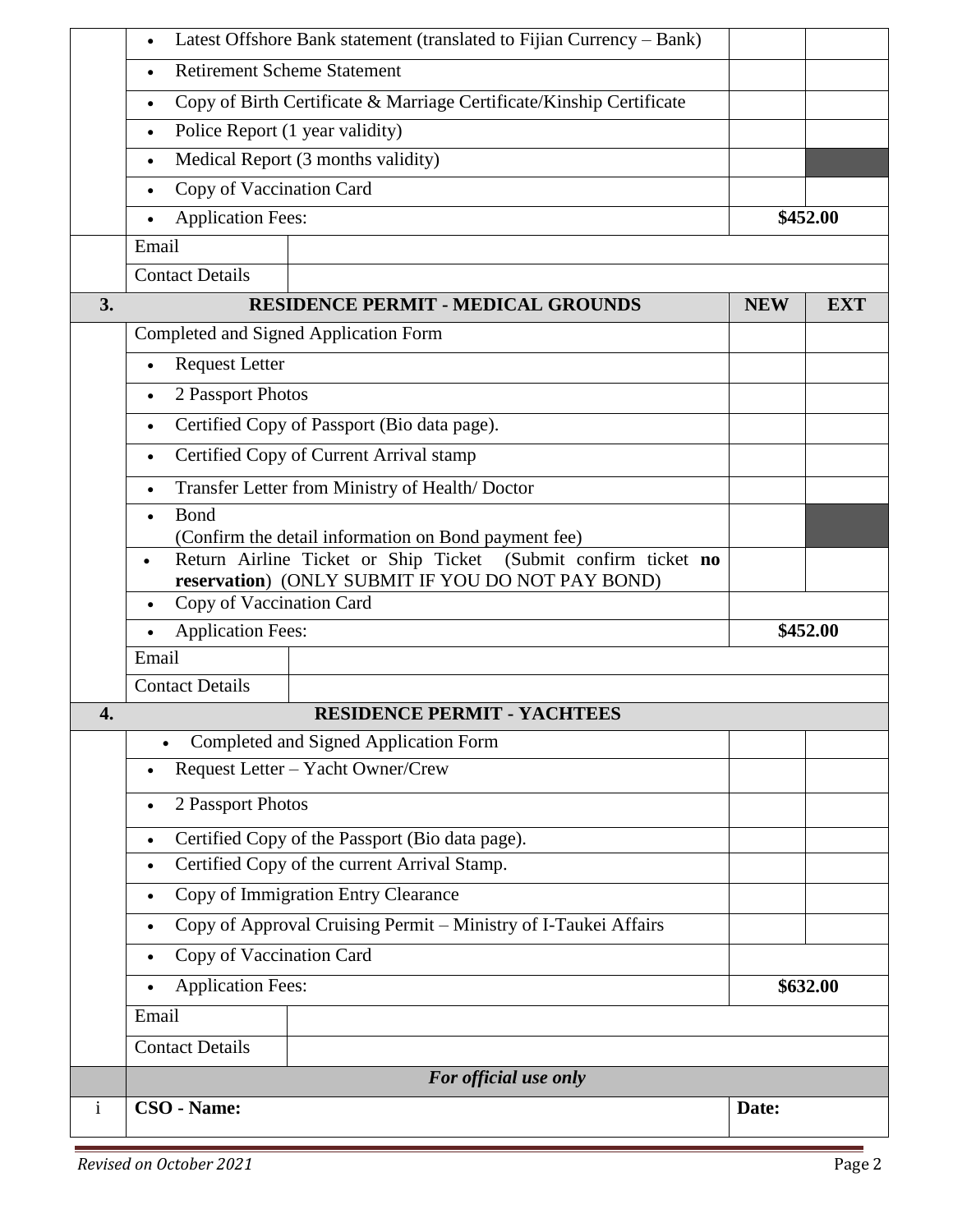| | | | | |
|---|---|---|---|---|
| | • Latest Offshore Bank statement (translated to Fijian Currency – Bank) | | | |
| | • Retirement Scheme Statement | | | |
| | • Copy of Birth Certificate & Marriage Certificate/Kinship Certificate | | | |
| | • Police Report (1 year validity) | | | |
| | • Medical Report (3 months validity) | | | |
| | • Copy of Vaccination Card | | | |
| | • Application Fees: | | **$452.00** | |
| | Email | | | |
| | Contact Details | | | |
| **3.** | **RESIDENCE PERMIT - MEDICAL GROUNDS** | | **NEW** | **EXT** |
| | Completed and Signed Application Form | | | |
| | • Request Letter | | | |
| | • 2 Passport Photos | | | |
| | • Certified Copy of Passport (Bio data page). | | | |
| | • Certified Copy of Current Arrival stamp | | | |
| | • Transfer Letter from Ministry of Health/ Doctor | | | |
| | • Bond (Confirm the detail information on Bond payment fee) | | | |
| | • Return Airline Ticket or Ship Ticket (Submit confirm ticket **no reservation**) (ONLY SUBMIT IF YOU DO NOT PAY BOND) | | | |
| | • Copy of Vaccination Card | | | |
| | • Application Fees: | | **$452.00** | |
| | Email | | | |
| | Contact Details | | | |
| **4.** | **RESIDENCE PERMIT - YACHTEES** | | | |
| | • Completed and Signed Application Form | | | |
| | • Request Letter – Yacht Owner/Crew | | | |
| | • 2 Passport Photos | | | |
| | • Certified Copy of the Passport (Bio data page). | | | |
| | • Certified Copy of the current Arrival Stamp. | | | |
| | • Copy of Immigration Entry Clearance | | | |
| | • Copy of Approval Cruising Permit – Ministry of I-Taukei Affairs | | | |
| | • Copy of Vaccination Card | | | |
| | • Application Fees: | | **$632.00** | |
| | Email | | | |
| | Contact Details | | | |
| | ***For official use only*** | | | |
| i | **CSO - Name:** | | **Date:** | |

*Revised on October 2021*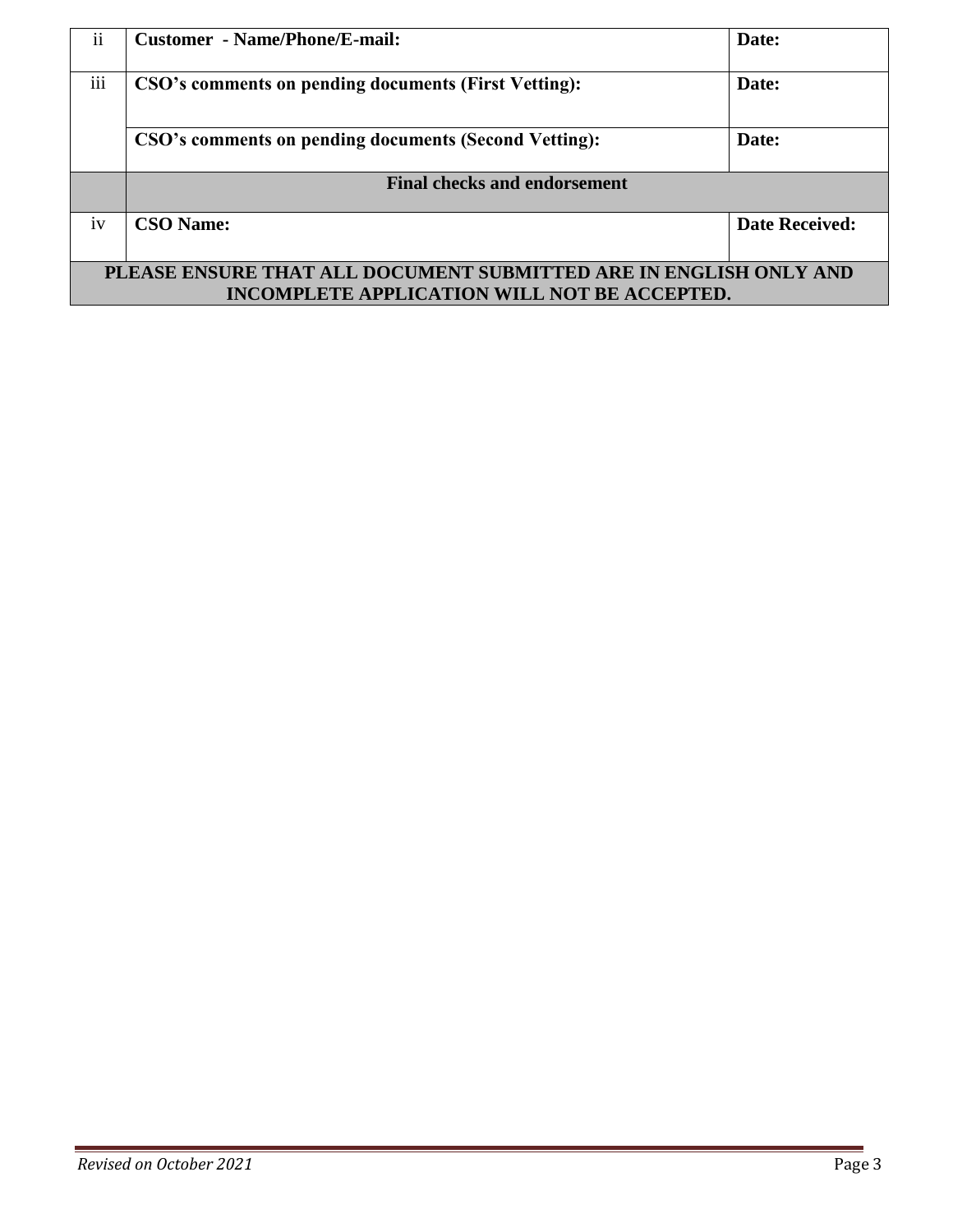| | | |
|---|---|---|
| ii | **Customer - Name/Phone/E-mail:** | **Date:** |
| iii | **CSO's comments on pending documents (First Vetting):** | **Date:** |
| | **CSO's comments on pending documents (Second Vetting):** | **Date:** |
| | **Final checks and endorsement** | |
| iv | **CSO Name:** | **Date Received:** |
| **PLEASE ENSURE THAT ALL DOCUMENT SUBMITTED ARE IN ENGLISH ONLY AND INCOMPLETE APPLICATION WILL NOT BE ACCEPTED.** | | |

*Revised on October 2021*